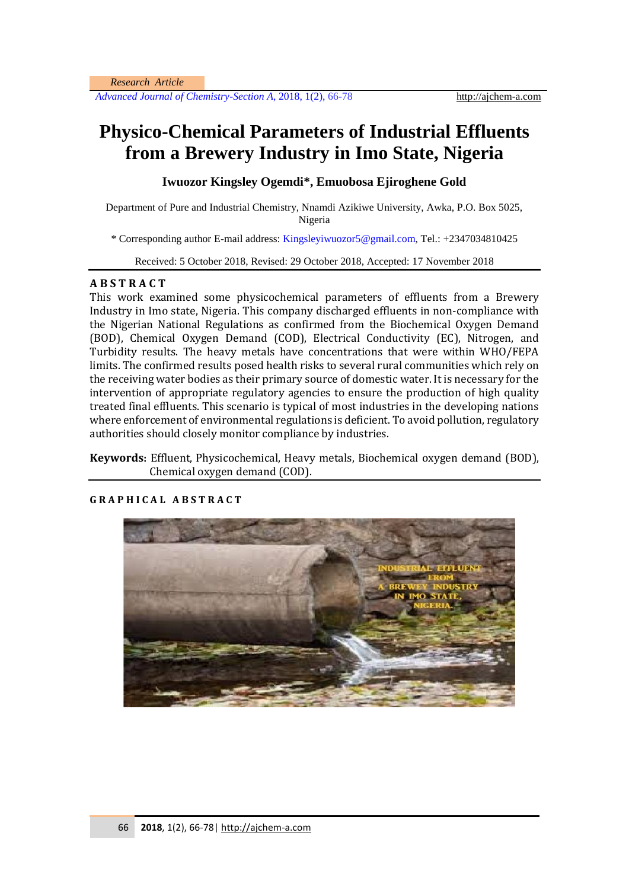Research Article

# Physico-Chemical Parameters of Industrial Effluents from a Brewery Industry in Imo State, Nigeria

**Iwuozor Kingsley Ogemdi\*, Emuobosa Ejiroghene Gold**

Department of Pure and Industrial Chemistry, Nnamdi Azikiwe University, Awka, P.O. Box 5025, Nigeria

\* Corresponding author E-mail address: Kingsleyiwuozor5@gmail.com, Tel.: +2347034810425

Received: 5 October 2018, Revised: 29 October 2018, Accepted: 17 November 2018

## ABSTRACT

This work examined some physicochemical parameters of effluents from a Brewery Industry in Imo state, Nigeria. This company discharged effluents in non-compliance with the Nigerian National Regulations as confirmed from the Biochemical Oxygen Demand (BOD), Chemical Oxygen Demand (COD), Electrical Conductivity (EC), Nitrogen, and Turbidity results. The heavy metals have concentrations that were within WHO/FEPA limits. The confirmed results posed health risks to several rural communities which rely on the receiving water bodies as their primary source of domestic water. It is necessary for the intervention of appropriate regulatory agencies to ensure the production of high quality treated final effluents. This scenario is typical of most industries in the developing nations where enforcement of environmental regulations is deficient. To avoid pollution, regulatory authorities should closely monitor compliance by industries.

**Keywords:** Effluent, Physicochemical, Heavy metals, Biochemical oxygen demand (BOD), Chemical oxygen demand (COD).

## GRAPHICAL ABSTRACT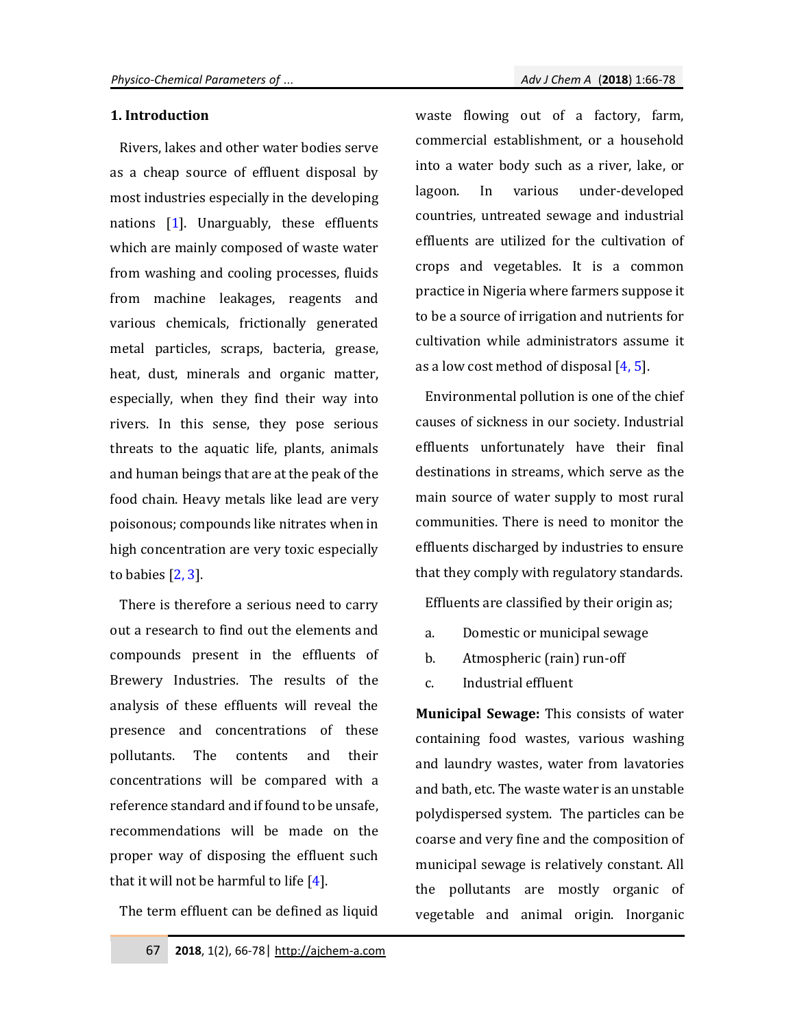## 1. Introduction

Rivers, lakes and other water bodies serve as a cheap source of effluent disposal by most industries especially in the developing nations [1]. Unarguably, these effluents which are mainly composed of waste water from washing and cooling processes, fluids from machine leakages, reagents and various chemicals, frictionally generated metal particles, scraps, bacteria, grease, heat, dust, minerals and organic matter, especially, when they find their way into rivers. In this sense, they pose serious threats to the aquatic life, plants, animals and human beings that are at the peak of the food chain. Heavy metals like lead are very poisonous; compounds like nitrates when in high concentration are very toxic especially to babies [2, 3].

There is therefore a serious need to carry out a research to find out the elements and compounds present in the effluents of Brewery Industries. The results of the analysis of these effluents will reveal the presence and concentrations of these pollutants. The contents and their concentrations will be compared with a reference standard and if found to be unsafe, recommendations will be made on the proper way of disposing the effluent such that it will not be harmful to life [4].

The term effluent can be defined as liquid waste flowing out of a factory, farm, commercial establishment, or a household into a water body such as a river, lake, or lagoon. In various under-developed countries, untreated sewage and industrial effluents are utilized for the cultivation of crops and vegetables. It is a common practice in Nigeria where farmers suppose it to be a source of irrigation and nutrients for cultivation while administrators assume it as a low cost method of disposal [4, 5].

Environmental pollution is one of the chief causes of sickness in our society. Industrial effluents unfortunately have their final destinations in streams, which serve as the main source of water supply to most rural communities. There is need to monitor the effluents discharged by industries to ensure that they comply with regulatory standards.

Effluents are classified by their origin as;

a. Domestic or municipal sewage
b. Atmospheric (rain) run-off
c. Industrial effluent

**Municipal Sewage:** This consists of water containing food wastes, various washing and laundry wastes, water from lavatories and bath, etc. The waste water is an unstable polydispersed system. The particles can be coarse and very fine and the composition of municipal sewage is relatively constant. All the pollutants are mostly organic of vegetable and animal origin. Inorganic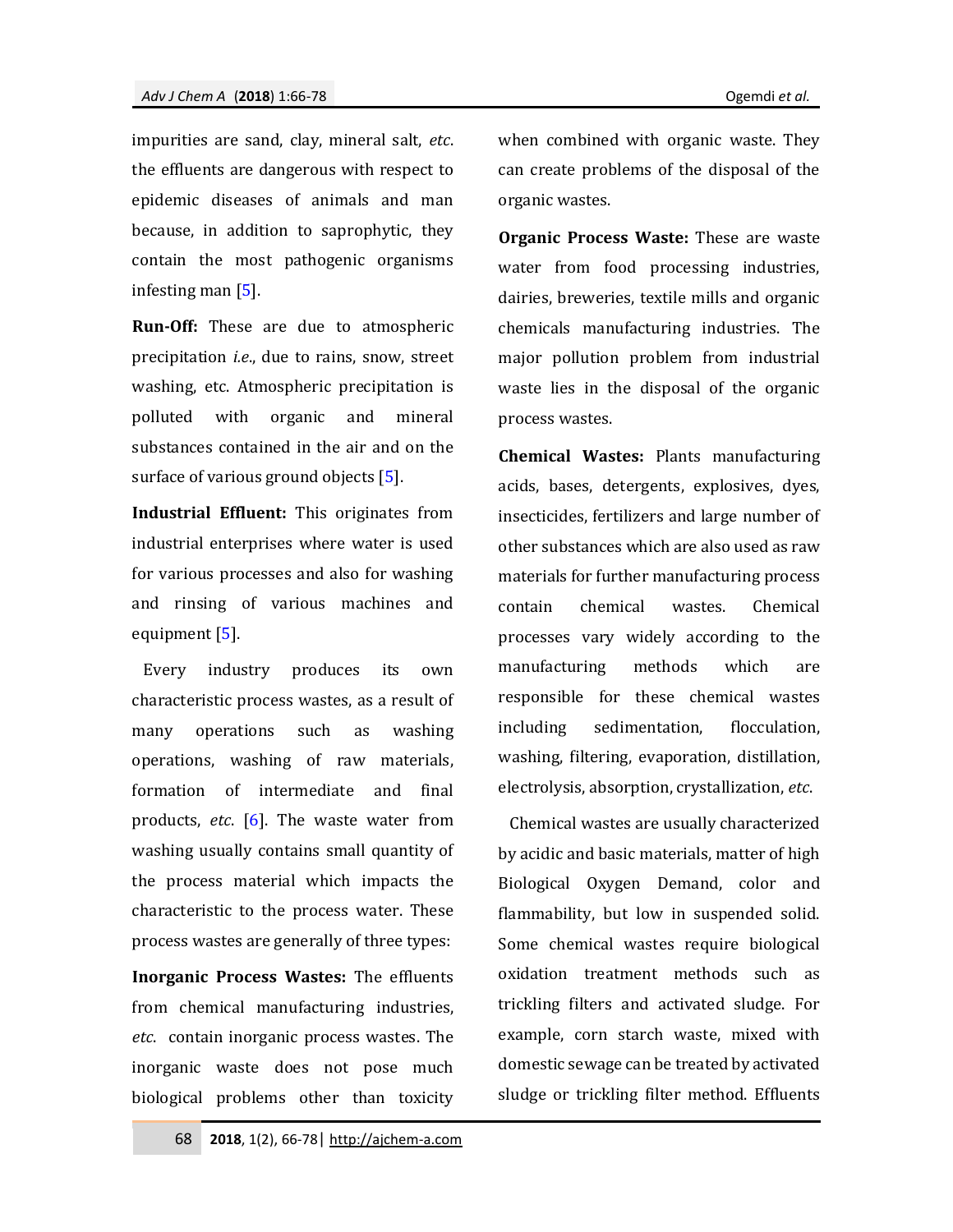impurities are sand, clay, mineral salt, *etc*. the effluents are dangerous with respect to epidemic diseases of animals and man because, in addition to saprophytic, they contain the most pathogenic organisms infesting man [5].

**Run-Off:** These are due to atmospheric precipitation *i.e*., due to rains, snow, street washing, etc. Atmospheric precipitation is polluted with organic and mineral substances contained in the air and on the surface of various ground objects [5].

**Industrial Effluent:** This originates from industrial enterprises where water is used for various processes and also for washing and rinsing of various machines and equipment [5].

Every industry produces its own characteristic process wastes, as a result of many operations such as washing operations, washing of raw materials, formation of intermediate and final products, *etc*. [6]. The waste water from washing usually contains small quantity of the process material which impacts the characteristic to the process water. These process wastes are generally of three types:

**Inorganic Process Wastes:** The effluents from chemical manufacturing industries, *etc*. contain inorganic process wastes. The inorganic waste does not pose much biological problems other than toxicity when combined with organic waste. They can create problems of the disposal of the organic wastes.

**Organic Process Waste:** These are waste water from food processing industries, dairies, breweries, textile mills and organic chemicals manufacturing industries. The major pollution problem from industrial waste lies in the disposal of the organic process wastes.

**Chemical Wastes:** Plants manufacturing acids, bases, detergents, explosives, dyes, insecticides, fertilizers and large number of other substances which are also used as raw materials for further manufacturing process contain chemical wastes. Chemical processes vary widely according to the manufacturing methods which are responsible for these chemical wastes including sedimentation, flocculation, washing, filtering, evaporation, distillation, electrolysis, absorption, crystallization, *etc*.

Chemical wastes are usually characterized by acidic and basic materials, matter of high Biological Oxygen Demand, color and flammability, but low in suspended solid. Some chemical wastes require biological oxidation treatment methods such as trickling filters and activated sludge. For example, corn starch waste, mixed with domestic sewage can be treated by activated sludge or trickling filter method. Effluents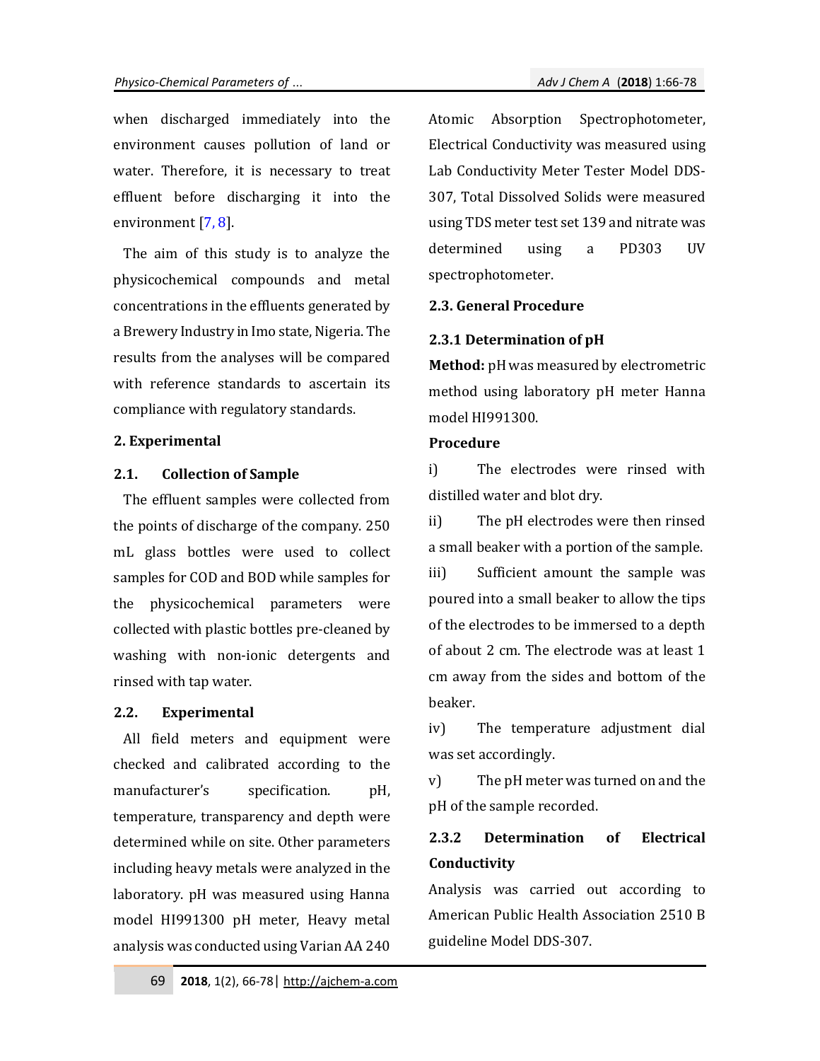when discharged immediately into the environment causes pollution of land or water. Therefore, it is necessary to treat effluent before discharging it into the environment [7, 8].

The aim of this study is to analyze the physicochemical compounds and metal concentrations in the effluents generated by a Brewery Industry in Imo state, Nigeria. The results from the analyses will be compared with reference standards to ascertain its compliance with regulatory standards.

## 2. Experimental

### 2.1. Collection of Sample

The effluent samples were collected from the points of discharge of the company. 250 mL glass bottles were used to collect samples for COD and BOD while samples for the physicochemical parameters were collected with plastic bottles pre-cleaned by washing with non-ionic detergents and rinsed with tap water.

### 2.2. Experimental

All field meters and equipment were checked and calibrated according to the manufacturer's specification. pH, temperature, transparency and depth were determined while on site. Other parameters including heavy metals were analyzed in the laboratory. pH was measured using Hanna model HI991300 pH meter, Heavy metal analysis was conducted using Varian AA 240 Atomic Absorption Spectrophotometer, Electrical Conductivity was measured using Lab Conductivity Meter Tester Model DDS-307, Total Dissolved Solids were measured using TDS meter test set 139 and nitrate was determined using a PD303 UV spectrophotometer.

### 2.3. General Procedure

#### 2.3.1 Determination of pH

**Method:** pH was measured by electrometric method using laboratory pH meter Hanna model HI991300.

**Procedure**

i) The electrodes were rinsed with distilled water and blot dry.

ii) The pH electrodes were then rinsed a small beaker with a portion of the sample.

iii) Sufficient amount the sample was poured into a small beaker to allow the tips of the electrodes to be immersed to a depth of about 2 cm. The electrode was at least 1 cm away from the sides and bottom of the beaker.

iv) The temperature adjustment dial was set accordingly.

v) The pH meter was turned on and the pH of the sample recorded.

#### 2.3.2 Determination of Electrical Conductivity

Analysis was carried out according to American Public Health Association 2510 B guideline Model DDS-307.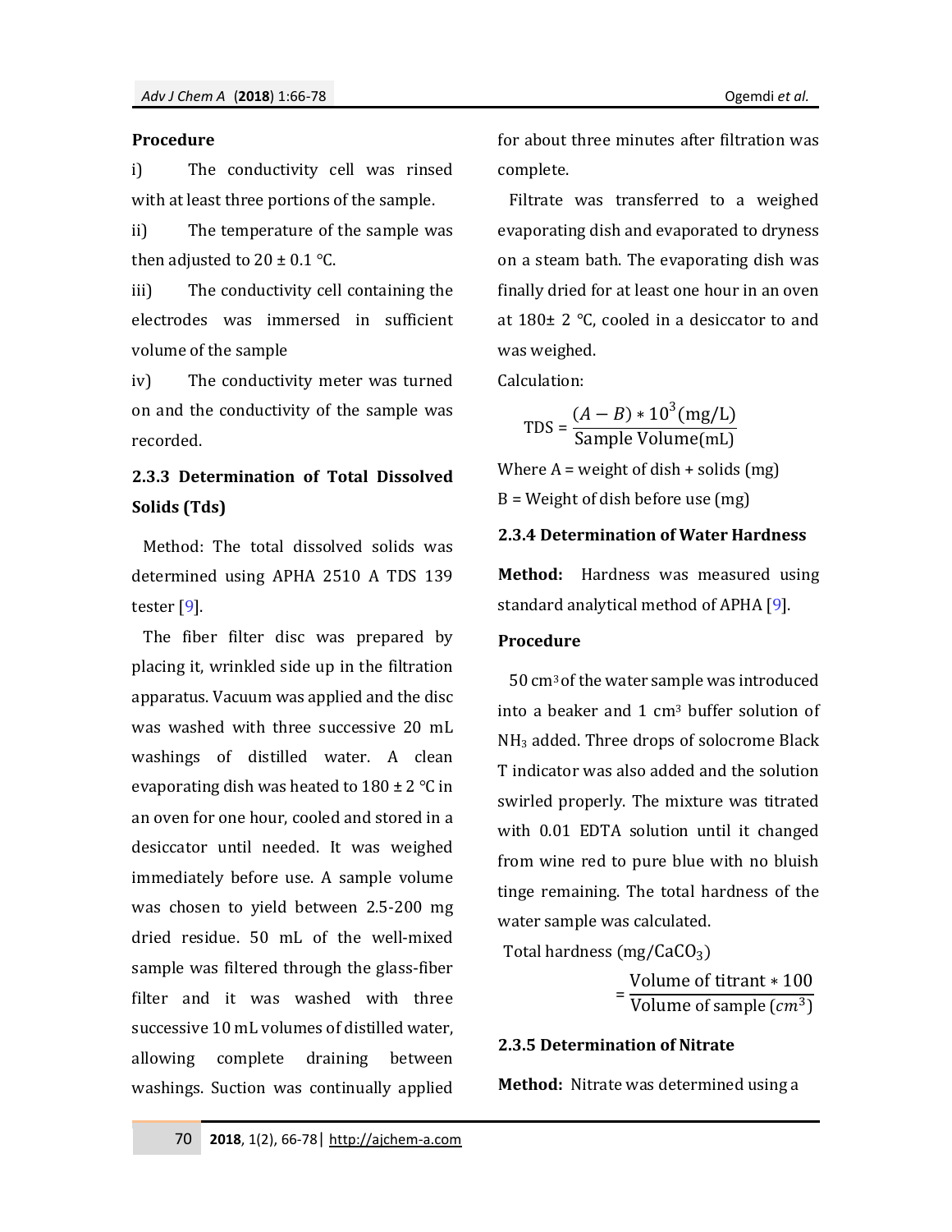**Procedure**

i) The conductivity cell was rinsed with at least three portions of the sample.

ii) The temperature of the sample was then adjusted to 20 ± 0.1 °C.

iii) The conductivity cell containing the electrodes was immersed in sufficient volume of the sample

iv) The conductivity meter was turned on and the conductivity of the sample was recorded.

### 2.3.3 Determination of Total Dissolved Solids (Tds)

Method: The total dissolved solids was determined using APHA 2510 A TDS 139 tester [9].

The fiber filter disc was prepared by placing it, wrinkled side up in the filtration apparatus. Vacuum was applied and the disc was washed with three successive 20 mL washings of distilled water. A clean evaporating dish was heated to 180 ± 2 °C in an oven for one hour, cooled and stored in a desiccator until needed. It was weighed immediately before use. A sample volume was chosen to yield between 2.5-200 mg dried residue. 50 mL of the well-mixed sample was filtered through the glass-fiber filter and it was washed with three successive 10 mL volumes of distilled water, allowing complete draining between washings. Suction was continually applied for about three minutes after filtration was complete.

Filtrate was transferred to a weighed evaporating dish and evaporated to dryness on a steam bath. The evaporating dish was finally dried for at least one hour in an oven at 180± 2 °C, cooled in a desiccator to and was weighed.

Calculation:

$$\text{TDS} = \frac{(A - B) * 10^3 (\text{mg/L})}{\text{Sample Volume(mL)}}$$

Where A = weight of dish + solids (mg)

B = Weight of dish before use (mg)

### 2.3.4 Determination of Water Hardness

**Method:** Hardness was measured using standard analytical method of APHA [9].

**Procedure**

50 $cm^3$ of the water sample was introduced into a beaker and 1 $cm^3$ buffer solution of $NH_3$ added. Three drops of solocrome Black T indicator was also added and the solution swirled properly. The mixture was titrated with 0.01 EDTA solution until it changed from wine red to pure blue with no bluish tinge remaining. The total hardness of the water sample was calculated.

$$\text{Total hardness } (\text{mg}/\text{CaCO}_3) = \frac{\text{Volume of titrant} * 100}{\text{Volume of sample } (cm^3)}$$

### 2.3.5 Determination of Nitrate

**Method:** Nitrate was determined using a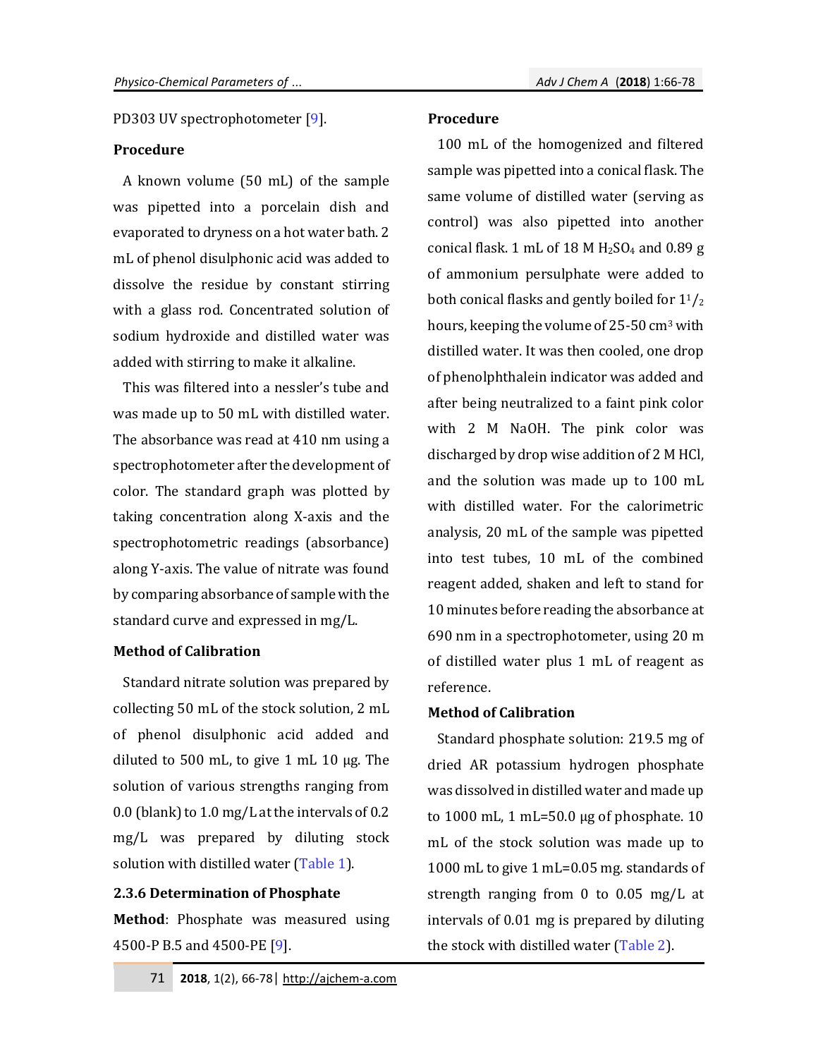PD303 UV spectrophotometer [9].

### Procedure

A known volume (50 mL) of the sample was pipetted into a porcelain dish and evaporated to dryness on a hot water bath. 2 mL of phenol disulphonic acid was added to dissolve the residue by constant stirring with a glass rod. Concentrated solution of sodium hydroxide and distilled water was added with stirring to make it alkaline.

This was filtered into a nessler's tube and was made up to 50 mL with distilled water. The absorbance was read at 410 nm using a spectrophotometer after the development of color. The standard graph was plotted by taking concentration along X-axis and the spectrophotometric readings (absorbance) along Y-axis. The value of nitrate was found by comparing absorbance of sample with the standard curve and expressed in mg/L.

### Method of Calibration

Standard nitrate solution was prepared by collecting 50 mL of the stock solution, 2 mL of phenol disulphonic acid added and diluted to 500 mL, to give 1 mL 10 µg. The solution of various strengths ranging from 0.0 (blank) to 1.0 mg/L at the intervals of 0.2 mg/L was prepared by diluting stock solution with distilled water (Table 1).

### 2.3.6 Determination of Phosphate

**Method**: Phosphate was measured using 4500-P B.5 and 4500-PE [9].

### Procedure

100 mL of the homogenized and filtered sample was pipetted into a conical flask. The same volume of distilled water (serving as control) was also pipetted into another conical flask. 1 mL of 18 M $H_2SO_4$ and 0.89 g of ammonium persulphate were added to both conical flasks and gently boiled for $1^1/_2$ hours, keeping the volume of 25-50 $cm^3$ with distilled water. It was then cooled, one drop of phenolphthalein indicator was added and after being neutralized to a faint pink color with 2 M NaOH. The pink color was discharged by drop wise addition of 2 M HCl, and the solution was made up to 100 mL with distilled water. For the calorimetric analysis, 20 mL of the sample was pipetted into test tubes, 10 mL of the combined reagent added, shaken and left to stand for 10 minutes before reading the absorbance at 690 nm in a spectrophotometer, using 20 m of distilled water plus 1 mL of reagent as reference.

### Method of Calibration

Standard phosphate solution: 219.5 mg of dried AR potassium hydrogen phosphate was dissolved in distilled water and made up to 1000 mL, 1 mL=50.0 µg of phosphate. 10 mL of the stock solution was made up to 1000 mL to give 1 mL=0.05 mg. standards of strength ranging from 0 to 0.05 mg/L at intervals of 0.01 mg is prepared by diluting the stock with distilled water (Table 2).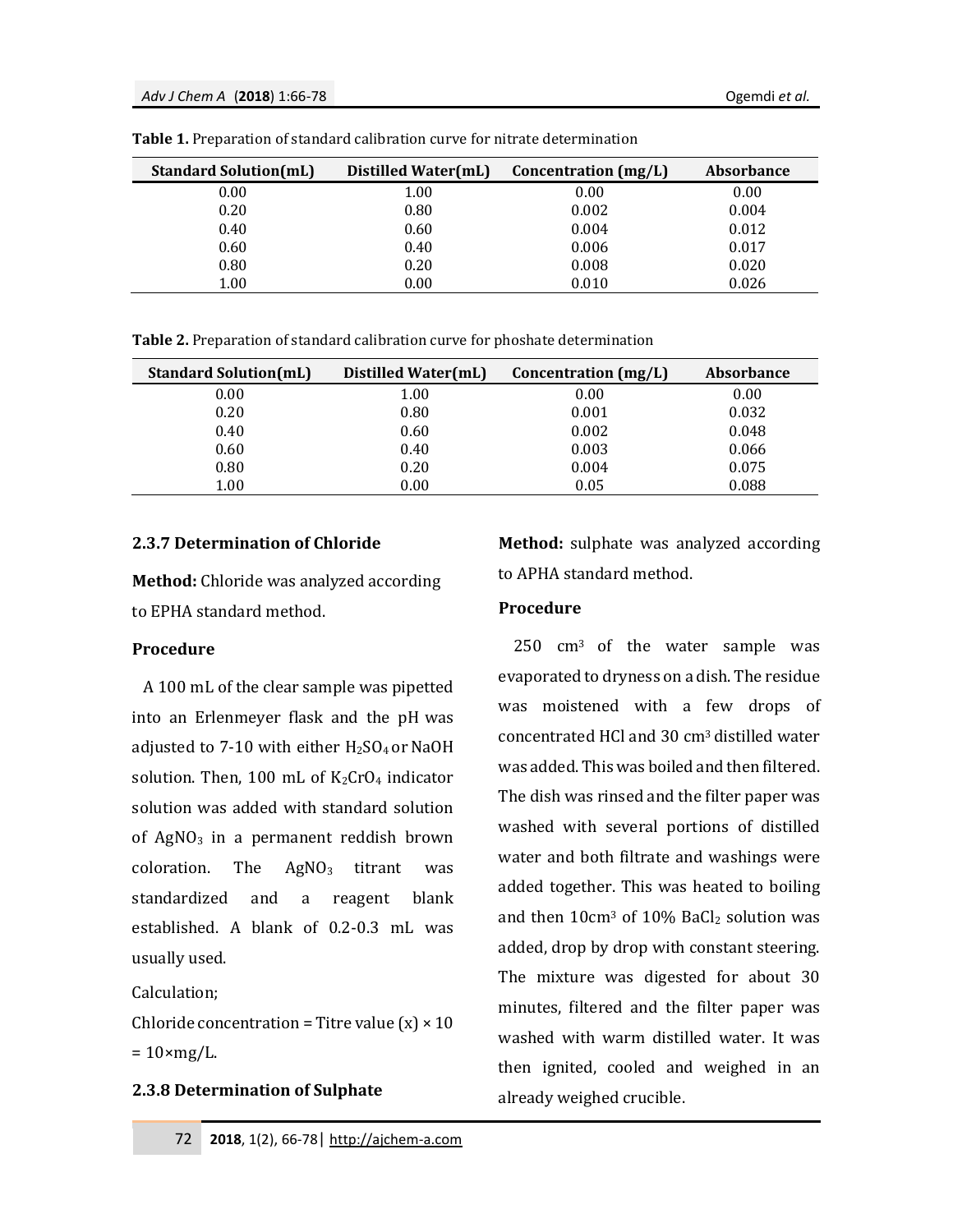**Table 1.** Preparation of standard calibration curve for nitrate determination

| Standard Solution(mL) | Distilled Water(mL) | Concentration (mg/L) | Absorbance |
|---|---|---|---|
| 0.00 | 1.00 | 0.00 | 0.00 |
| 0.20 | 0.80 | 0.002 | 0.004 |
| 0.40 | 0.60 | 0.004 | 0.012 |
| 0.60 | 0.40 | 0.006 | 0.017 |
| 0.80 | 0.20 | 0.008 | 0.020 |
| 1.00 | 0.00 | 0.010 | 0.026 |

**Table 2.** Preparation of standard calibration curve for phoshate determination

| Standard Solution(mL) | Distilled Water(mL) | Concentration (mg/L) | Absorbance |
|---|---|---|---|
| 0.00 | 1.00 | 0.00 | 0.00 |
| 0.20 | 0.80 | 0.001 | 0.032 |
| 0.40 | 0.60 | 0.002 | 0.048 |
| 0.60 | 0.40 | 0.003 | 0.066 |
| 0.80 | 0.20 | 0.004 | 0.075 |
| 1.00 | 0.00 | 0.05 | 0.088 |

### 2.3.7 Determination of Chloride

**Method:** Chloride was analyzed according to EPHA standard method.

**Procedure**

A 100 mL of the clear sample was pipetted into an Erlenmeyer flask and the pH was adjusted to 7-10 with either $H_2SO_4$ or NaOH solution. Then, 100 mL of $K_2CrO_4$ indicator solution was added with standard solution of $AgNO_3$ in a permanent reddish brown coloration. The $AgNO_3$ titrant was standardized and a reagent blank established. A blank of 0.2-0.3 mL was usually used.

Calculation;

Chloride concentration = Titre value (x) × 10 = 10×mg/L.

### 2.3.8 Determination of Sulphate

**Method:** sulphate was analyzed according to APHA standard method.

**Procedure**

250 cm$^3$ of the water sample was evaporated to dryness on a dish. The residue was moistened with a few drops of concentrated HCl and 30 cm$^3$ distilled water was added. This was boiled and then filtered. The dish was rinsed and the filter paper was washed with several portions of distilled water and both filtrate and washings were added together. This was heated to boiling and then 10cm$^3$ of 10% $BaCl_2$ solution was added, drop by drop with constant steering. The mixture was digested for about 30 minutes, filtered and the filter paper was washed with warm distilled water. It was then ignited, cooled and weighed in an already weighed crucible.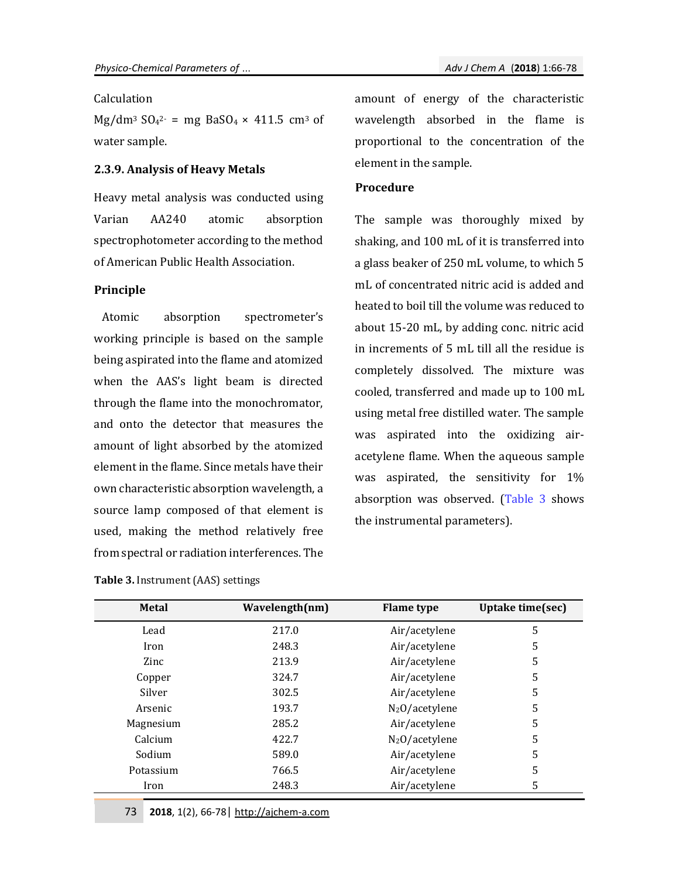Calculation

$Mg/dm^3\ SO_4^{2-}$ = mg $BaSO_4$ × 411.5 $cm^3$ of water sample.

### 2.3.9. Analysis of Heavy Metals

Heavy metal analysis was conducted using Varian AA240 atomic absorption spectrophotometer according to the method of American Public Health Association.

#### Principle

Atomic absorption spectrometer's working principle is based on the sample being aspirated into the flame and atomized when the AAS's light beam is directed through the flame into the monochromator, and onto the detector that measures the amount of light absorbed by the atomized element in the flame. Since metals have their own characteristic absorption wavelength, a source lamp composed of that element is used, making the method relatively free from spectral or radiation interferences. The amount of energy of the characteristic wavelength absorbed in the flame is proportional to the concentration of the element in the sample.

#### Procedure

The sample was thoroughly mixed by shaking, and 100 mL of it is transferred into a glass beaker of 250 mL volume, to which 5 mL of concentrated nitric acid is added and heated to boil till the volume was reduced to about 15-20 mL, by adding conc. nitric acid in increments of 5 mL till all the residue is completely dissolved. The mixture was cooled, transferred and made up to 100 mL using metal free distilled water. The sample was aspirated into the oxidizing air-acetylene flame. When the aqueous sample was aspirated, the sensitivity for 1% absorption was observed. (Table 3 shows the instrumental parameters).

**Table 3.** Instrument (AAS) settings

| Metal | Wavelength(nm) | Flame type | Uptake time(sec) |
|---|---|---|---|
| Lead | 217.0 | Air/acetylene | 5 |
| Iron | 248.3 | Air/acetylene | 5 |
| Zinc | 213.9 | Air/acetylene | 5 |
| Copper | 324.7 | Air/acetylene | 5 |
| Silver | 302.5 | Air/acetylene | 5 |
| Arsenic | 193.7 | $N_2O$/acetylene | 5 |
| Magnesium | 285.2 | Air/acetylene | 5 |
| Calcium | 422.7 | $N_2O$/acetylene | 5 |
| Sodium | 589.0 | Air/acetylene | 5 |
| Potassium | 766.5 | Air/acetylene | 5 |
| Iron | 248.3 | Air/acetylene | 5 |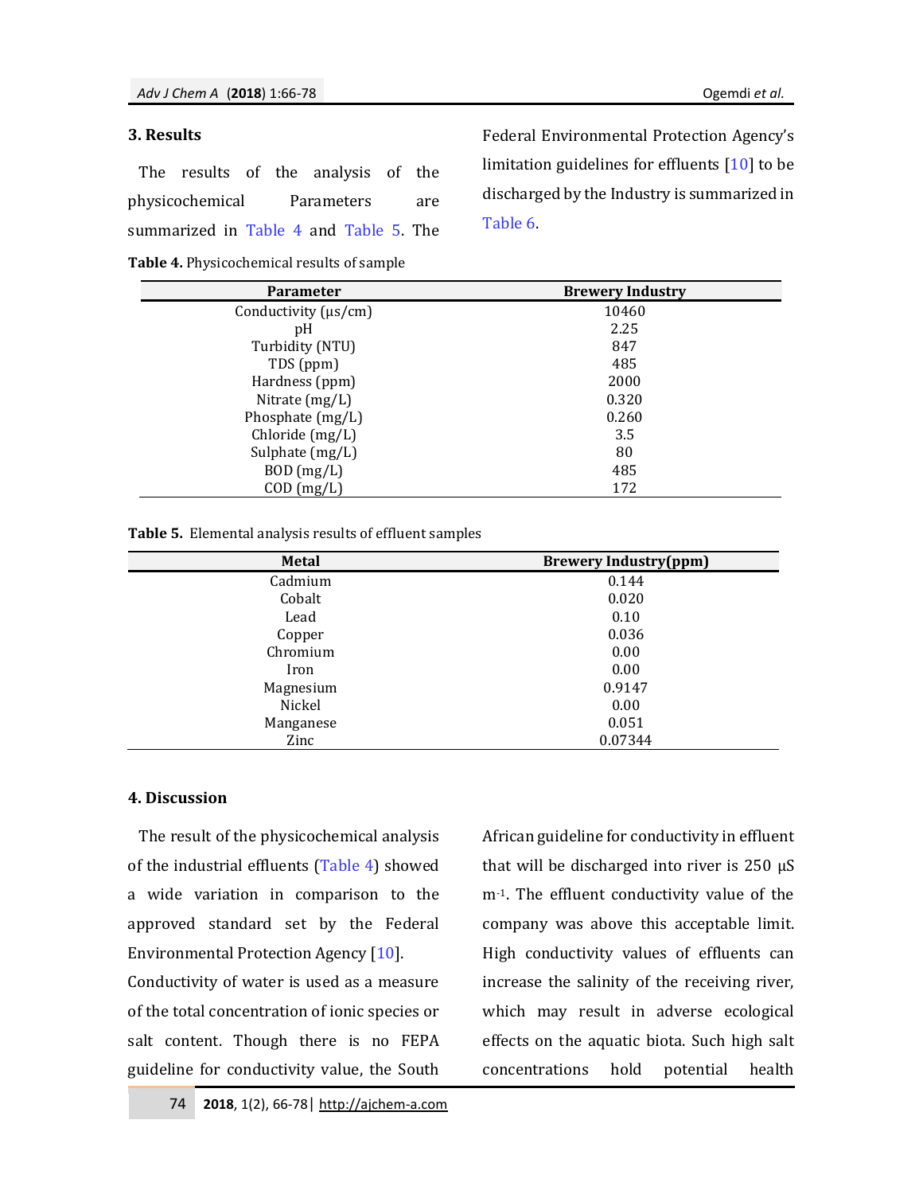## 3. Results

The results of the analysis of the physicochemical Parameters are summarized in Table 4 and Table 5. The Federal Environmental Protection Agency's limitation guidelines for effluents [10] to be discharged by the Industry is summarized in Table 6.

**Table 4.** Physicochemical results of sample

| Parameter | Brewery Industry |
|---|---|
| Conductivity (μs/cm) | 10460 |
| pH | 2.25 |
| Turbidity (NTU) | 847 |
| TDS (ppm) | 485 |
| Hardness (ppm) | 2000 |
| Nitrate (mg/L) | 0.320 |
| Phosphate (mg/L) | 0.260 |
| Chloride (mg/L) | 3.5 |
| Sulphate (mg/L) | 80 |
| BOD (mg/L) | 485 |
| COD (mg/L) | 172 |

**Table 5.** Elemental analysis results of effluent samples

| Metal | Brewery Industry(ppm) |
|---|---|
| Cadmium | 0.144 |
| Cobalt | 0.020 |
| Lead | 0.10 |
| Copper | 0.036 |
| Chromium | 0.00 |
| Iron | 0.00 |
| Magnesium | 0.9147 |
| Nickel | 0.00 |
| Manganese | 0.051 |
| Zinc | 0.07344 |

## 4. Discussion

The result of the physicochemical analysis of the industrial effluents (Table 4) showed a wide variation in comparison to the approved standard set by the Federal Environmental Protection Agency [10].
Conductivity of water is used as a measure of the total concentration of ionic species or salt content. Though there is no FEPA guideline for conductivity value, the South African guideline for conductivity in effluent that will be discharged into river is 250 μS $m^{-1}$. The effluent conductivity value of the company was above this acceptable limit. High conductivity values of effluents can increase the salinity of the receiving river, which may result in adverse ecological effects on the aquatic biota. Such high salt concentrations hold potential health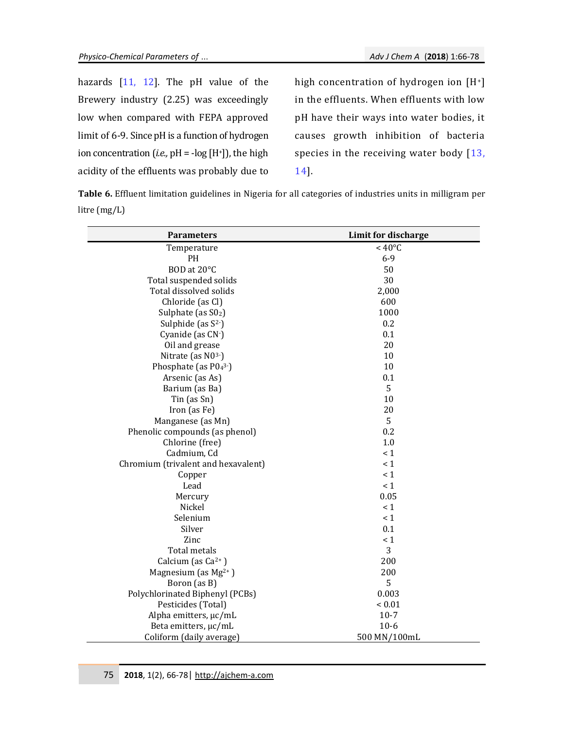hazards [11, 12]. The pH value of the Brewery industry (2.25) was exceedingly low when compared with FEPA approved limit of 6-9. Since pH is a function of hydrogen ion concentration (*i.e.,* pH = -log [$H^+$]), the high acidity of the effluents was probably due to high concentration of hydrogen ion [$H^+$] in the effluents. When effluents with low pH have their ways into water bodies, it causes growth inhibition of bacteria species in the receiving water body [13, 14].

**Table 6.** Effluent limitation guidelines in Nigeria for all categories of industries units in milligram per litre (mg/L)

| Parameters | Limit for discharge |
|---|---|
| Temperature | < 40°C |
| PH | 6-9 |
| BOD at 20°C | 50 |
| Total suspended solids | 30 |
| Total dissolved solids | 2,000 |
| Chloride (as Cl) | 600 |
| Sulphate (as $S0_2$) | 1000 |
| Sulphide (as $S^{2-}$) | 0.2 |
| Cyanide (as $CN^-$) | 0.1 |
| Oil and grease | 20 |
| Nitrate (as $N0^{3-}$) | 10 |
| Phosphate (as $P0_4^{3-}$) | 10 |
| Arsenic (as As) | 0.1 |
| Barium (as Ba) | 5 |
| Tin (as Sn) | 10 |
| Iron (as Fe) | 20 |
| Manganese (as Mn) | 5 |
| Phenolic compounds (as phenol) | 0.2 |
| Chlorine (free) | 1.0 |
| Cadmium, Cd | < 1 |
| Chromium (trivalent and hexavalent) | < 1 |
| Copper | < 1 |
| Lead | < 1 |
| Mercury | 0.05 |
| Nickel | < 1 |
| Selenium | < 1 |
| Silver | 0.1 |
| Zinc | < 1 |
| Total metals | 3 |
| Calcium (as $Ca^{2+}$ ) | 200 |
| Magnesium (as $Mg^{2+}$ ) | 200 |
| Boron (as B) | 5 |
| Polychlorinated Biphenyl (PCBs) | 0.003 |
| Pesticides (Total) | < 0.01 |
| Alpha emitters, μc/mL | 10-7 |
| Beta emitters, μc/mL | 10-6 |
| Coliform (daily average) | 500 MN/100mL |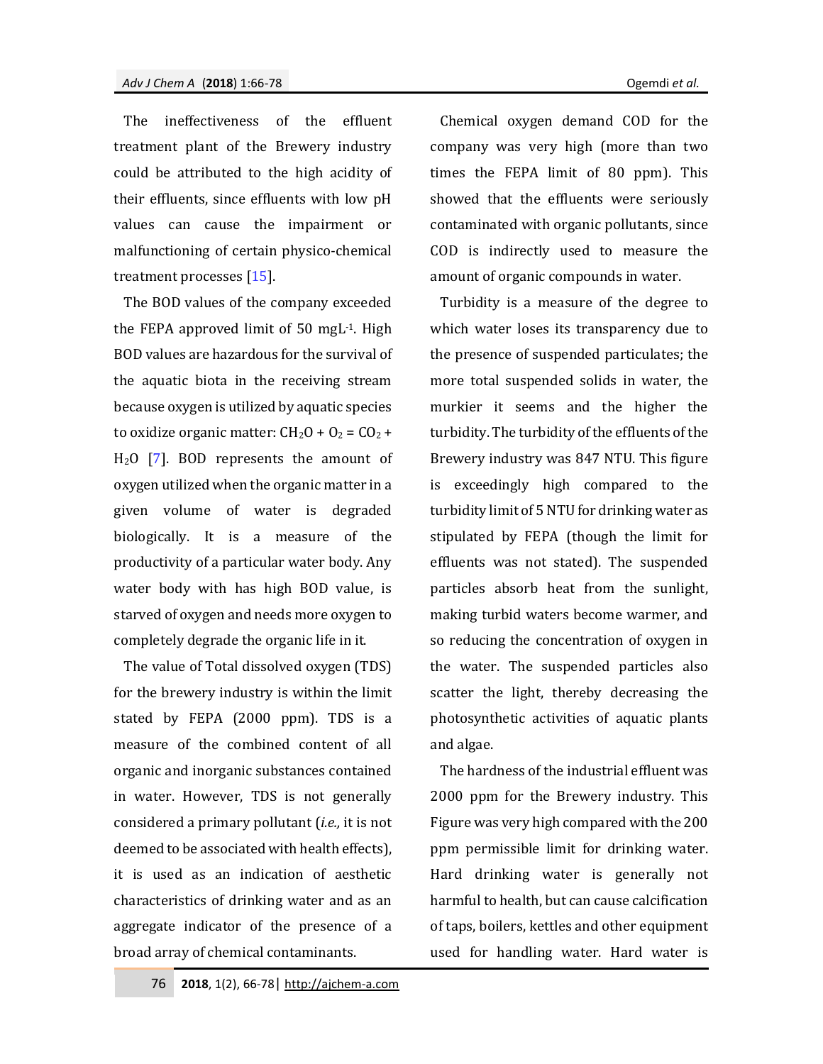The ineffectiveness of the effluent treatment plant of the Brewery industry could be attributed to the high acidity of their effluents, since effluents with low pH values can cause the impairment or malfunctioning of certain physico-chemical treatment processes [15].

The BOD values of the company exceeded the FEPA approved limit of 50 $mgL^{-1}$. High BOD values are hazardous for the survival of the aquatic biota in the receiving stream because oxygen is utilized by aquatic species to oxidize organic matter: $CH_2O + O_2 = CO_2 + H_2O$ [7]. BOD represents the amount of oxygen utilized when the organic matter in a given volume of water is degraded biologically. It is a measure of the productivity of a particular water body. Any water body with has high BOD value, is starved of oxygen and needs more oxygen to completely degrade the organic life in it.

The value of Total dissolved oxygen (TDS) for the brewery industry is within the limit stated by FEPA (2000 ppm). TDS is a measure of the combined content of all organic and inorganic substances contained in water. However, TDS is not generally considered a primary pollutant (*i.e.,* it is not deemed to be associated with health effects), it is used as an indication of aesthetic characteristics of drinking water and as an aggregate indicator of the presence of a broad array of chemical contaminants.

Chemical oxygen demand COD for the company was very high (more than two times the FEPA limit of 80 ppm). This showed that the effluents were seriously contaminated with organic pollutants, since COD is indirectly used to measure the amount of organic compounds in water.

Turbidity is a measure of the degree to which water loses its transparency due to the presence of suspended particulates; the more total suspended solids in water, the murkier it seems and the higher the turbidity. The turbidity of the effluents of the Brewery industry was 847 NTU. This figure is exceedingly high compared to the turbidity limit of 5 NTU for drinking water as stipulated by FEPA (though the limit for effluents was not stated). The suspended particles absorb heat from the sunlight, making turbid waters become warmer, and so reducing the concentration of oxygen in the water. The suspended particles also scatter the light, thereby decreasing the photosynthetic activities of aquatic plants and algae.

The hardness of the industrial effluent was 2000 ppm for the Brewery industry. This Figure was very high compared with the 200 ppm permissible limit for drinking water. Hard drinking water is generally not harmful to health, but can cause calcification of taps, boilers, kettles and other equipment used for handling water. Hard water is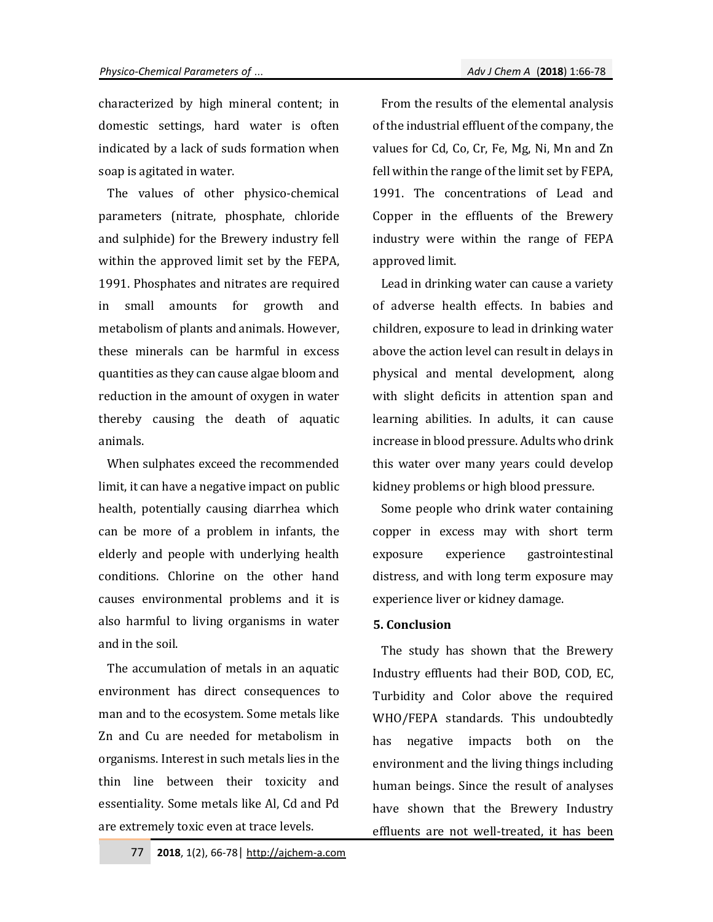characterized by high mineral content; in domestic settings, hard water is often indicated by a lack of suds formation when soap is agitated in water.

The values of other physico-chemical parameters (nitrate, phosphate, chloride and sulphide) for the Brewery industry fell within the approved limit set by the FEPA, 1991. Phosphates and nitrates are required in small amounts for growth and metabolism of plants and animals. However, these minerals can be harmful in excess quantities as they can cause algae bloom and reduction in the amount of oxygen in water thereby causing the death of aquatic animals.

When sulphates exceed the recommended limit, it can have a negative impact on public health, potentially causing diarrhea which can be more of a problem in infants, the elderly and people with underlying health conditions. Chlorine on the other hand causes environmental problems and it is also harmful to living organisms in water and in the soil.

The accumulation of metals in an aquatic environment has direct consequences to man and to the ecosystem. Some metals like Zn and Cu are needed for metabolism in organisms. Interest in such metals lies in the thin line between their toxicity and essentiality. Some metals like Al, Cd and Pd are extremely toxic even at trace levels.

From the results of the elemental analysis of the industrial effluent of the company, the values for Cd, Co, Cr, Fe, Mg, Ni, Mn and Zn fell within the range of the limit set by FEPA, 1991. The concentrations of Lead and Copper in the effluents of the Brewery industry were within the range of FEPA approved limit.

Lead in drinking water can cause a variety of adverse health effects. In babies and children, exposure to lead in drinking water above the action level can result in delays in physical and mental development, along with slight deficits in attention span and learning abilities. In adults, it can cause increase in blood pressure. Adults who drink this water over many years could develop kidney problems or high blood pressure.

Some people who drink water containing copper in excess may with short term exposure experience gastrointestinal distress, and with long term exposure may experience liver or kidney damage.

## 5. Conclusion

The study has shown that the Brewery Industry effluents had their BOD, COD, EC, Turbidity and Color above the required WHO/FEPA standards. This undoubtedly has negative impacts both on the environment and the living things including human beings. Since the result of analyses have shown that the Brewery Industry effluents are not well-treated, it has been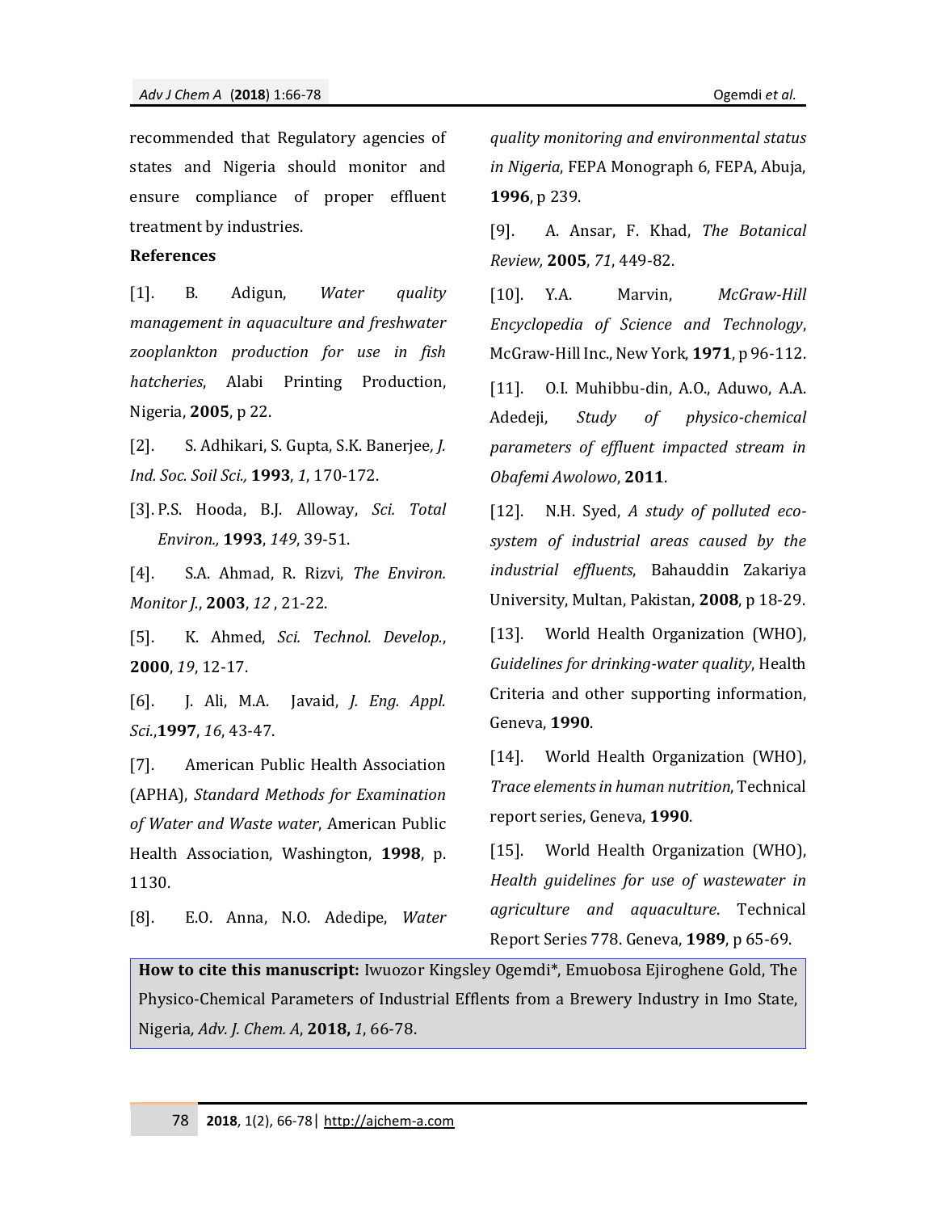recommended that Regulatory agencies of states and Nigeria should monitor and ensure compliance of proper effluent treatment by industries.

**References**

[1]. B. Adigun, *Water quality management in aquaculture and freshwater zooplankton production for use in fish hatcheries*, Alabi Printing Production, Nigeria, **2005**, p 22.

[2]. S. Adhikari, S. Gupta, S.K. Banerjee, *J. Ind. Soc. Soil Sci.,* **1993**, *1*, 170-172.

[3]. P.S. Hooda, B.J. Alloway, *Sci. Total Environ.,* **1993**, *149*, 39-51.

[4]. S.A. Ahmad, R. Rizvi, *The Environ. Monitor J.*, **2003**, *12* , 21-22.

[5]. K. Ahmed, *Sci. Technol. Develop.*, **2000**, *19*, 12-17.

[6]. J. Ali, M.A. Javaid, *J. Eng. Appl. Sci.*,**1997**, *16*, 43-47.

[7]. American Public Health Association (APHA), *Standard Methods for Examination of Water and Waste water*, American Public Health Association, Washington, **1998**, p. 1130.

[8]. E.O. Anna, N.O. Adedipe, *Water quality monitoring and environmental status in Nigeria*, FEPA Monograph 6, FEPA, Abuja, **1996**, p 239.

[9]. A. Ansar, F. Khad, *The Botanical Review,* **2005**, *71*, 449-82.

[10]. Y.A. Marvin, *McGraw-Hill Encyclopedia of Science and Technology*, McGraw-Hill Inc., New York, **1971**, p 96-112.

[11]. O.I. Muhibbu-din, A.O., Aduwo, A.A. Adedeji, *Study of physico-chemical parameters of effluent impacted stream in Obafemi Awolowo*, **2011**.

[12]. N.H. Syed, *A study of polluted eco-system of industrial areas caused by the industrial effluents*, Bahauddin Zakariya University, Multan, Pakistan, **2008**, p 18-29.

[13]. World Health Organization (WHO), *Guidelines for drinking-water quality*, Health Criteria and other supporting information, Geneva, **1990**.

[14]. World Health Organization (WHO), *Trace elements in human nutrition*, Technical report series, Geneva, **1990**.

[15]. World Health Organization (WHO), *Health guidelines for use of wastewater in agriculture and aquaculture*. Technical Report Series 778. Geneva, **1989**, p 65-69.

**How to cite this manuscript:** Iwuozor Kingsley Ogemdi*, Emuobosa Ejiroghene Gold, The Physico-Chemical Parameters of Industrial Efflents from a Brewery Industry in Imo State, Nigeria*, Adv. J. Chem. A*, **2018,** *1*, 66-78.